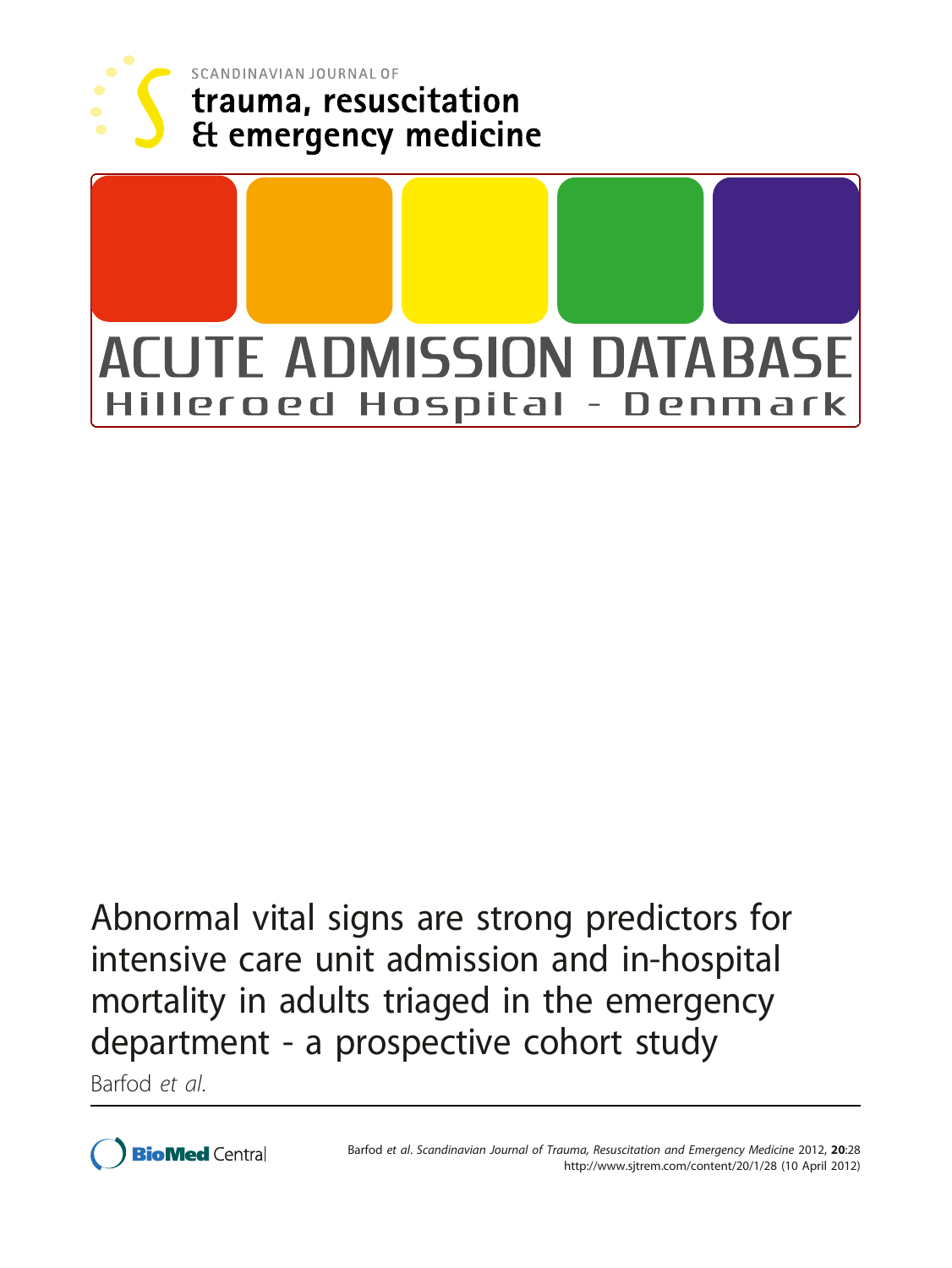SCANDINAVIAN JOURNAL OF
trauma, resuscitation
& emergency medicine

ACUTE ADMISSION DATABASE
Hilleroed Hospital - Denmark

# Abnormal vital signs are strong predictors for intensive care unit admission and in-hospital mortality in adults triaged in the emergency department - a prospective cohort study

Barfod *et al.*

Barfod *et al. Scandinavian Journal of Trauma, Resuscitation and Emergency Medicine* 2012, **20**:28
http://www.sjtrem.com/content/20/1/28 (10 April 2012)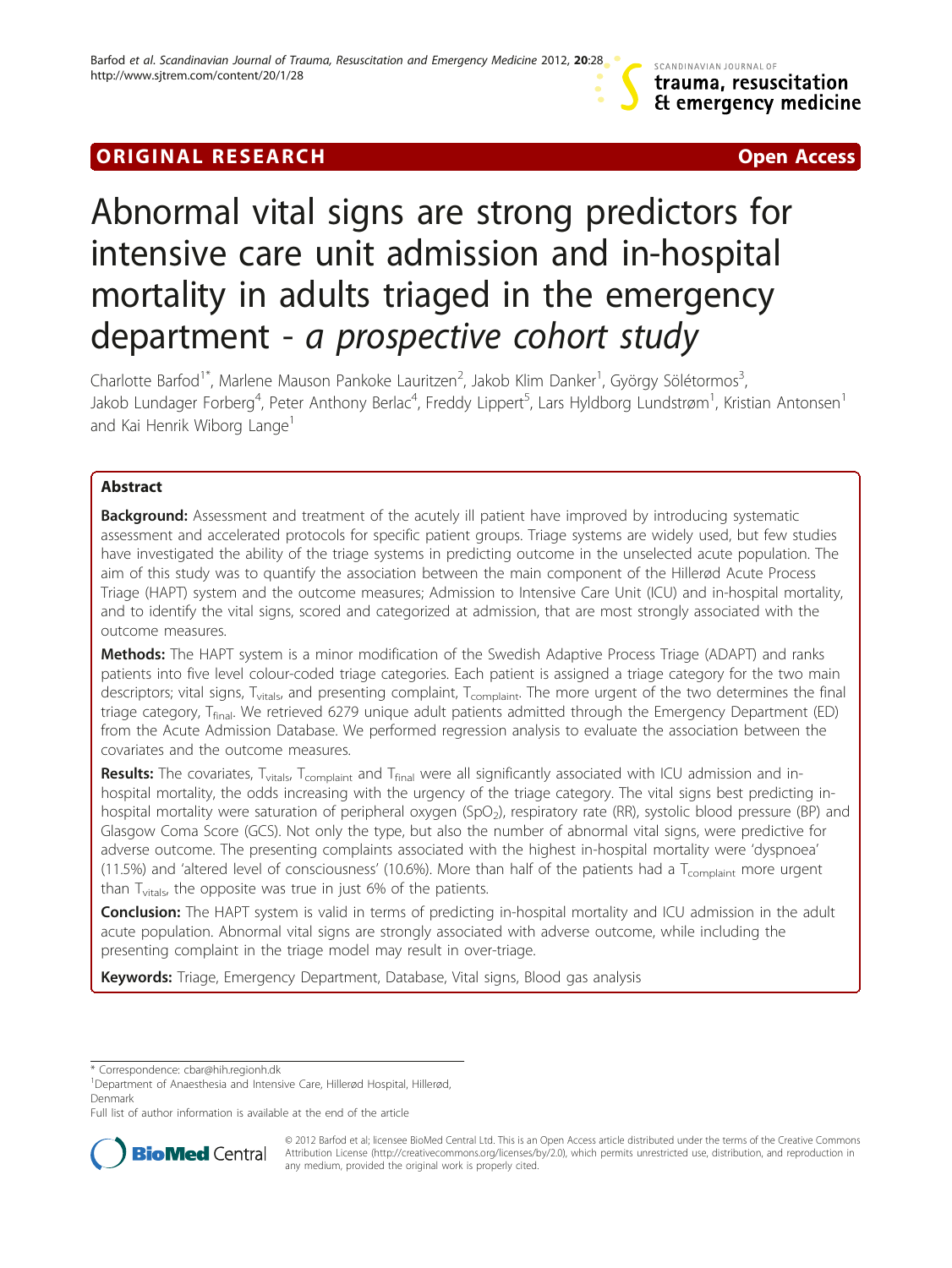# Abnormal vital signs are strong predictors for intensive care unit admission and in-hospital mortality in adults triaged in the emergency department - *a prospective cohort study*

Charlotte Barfod[1*], Marlene Mauson Pankoke Lauritzen[2], Jakob Klim Danker[1], György Sölétormos[3], Jakob Lundager Forberg[4], Peter Anthony Berlac[4], Freddy Lippert[5], Lars Hyldborg Lundstrøm[1], Kristian Antonsen[1] and Kai Henrik Wiborg Lange[1]

## Abstract

**Background:** Assessment and treatment of the acutely ill patient have improved by introducing systematic assessment and accelerated protocols for specific patient groups. Triage systems are widely used, but few studies have investigated the ability of the triage systems in predicting outcome in the unselected acute population. The aim of this study was to quantify the association between the main component of the Hillerød Acute Process Triage (HAPT) system and the outcome measures; Admission to Intensive Care Unit (ICU) and in-hospital mortality, and to identify the vital signs, scored and categorized at admission, that are most strongly associated with the outcome measures.

**Methods:** The HAPT system is a minor modification of the Swedish Adaptive Process Triage (ADAPT) and ranks patients into five level colour-coded triage categories. Each patient is assigned a triage category for the two main descriptors; vital signs, $T_{vitals}$, and presenting complaint, $T_{complaint}$. The more urgent of the two determines the final triage category, $T_{final}$. We retrieved 6279 unique adult patients admitted through the Emergency Department (ED) from the Acute Admission Database. We performed regression analysis to evaluate the association between the covariates and the outcome measures.

**Results:** The covariates, $T_{vitals}$, $T_{complaint}$ and $T_{final}$ were all significantly associated with ICU admission and in-hospital mortality, the odds increasing with the urgency of the triage category. The vital signs best predicting in-hospital mortality were saturation of peripheral oxygen ($SpO_2$), respiratory rate (RR), systolic blood pressure (BP) and Glasgow Coma Score (GCS). Not only the type, but also the number of abnormal vital signs, were predictive for adverse outcome. The presenting complaints associated with the highest in-hospital mortality were 'dyspnoea' (11.5%) and 'altered level of consciousness' (10.6%). More than half of the patients had a $T_{complaint}$ more urgent than $T_{vitals}$, the opposite was true in just 6% of the patients.

**Conclusion:** The HAPT system is valid in terms of predicting in-hospital mortality and ICU admission in the adult acute population. Abnormal vital signs are strongly associated with adverse outcome, while including the presenting complaint in the triage model may result in over-triage.

**Keywords:** Triage, Emergency Department, Database, Vital signs, Blood gas analysis

\* Correspondence: cbar@hih.regionh.dk
[1]Department of Anaesthesia and Intensive Care, Hillerød Hospital, Hillerød, Denmark
Full list of author information is available at the end of the article

© 2012 Barfod et al; licensee BioMed Central Ltd. This is an Open Access article distributed under the terms of the Creative Commons Attribution License (http://creativecommons.org/licenses/by/2.0), which permits unrestricted use, distribution, and reproduction in any medium, provided the original work is properly cited.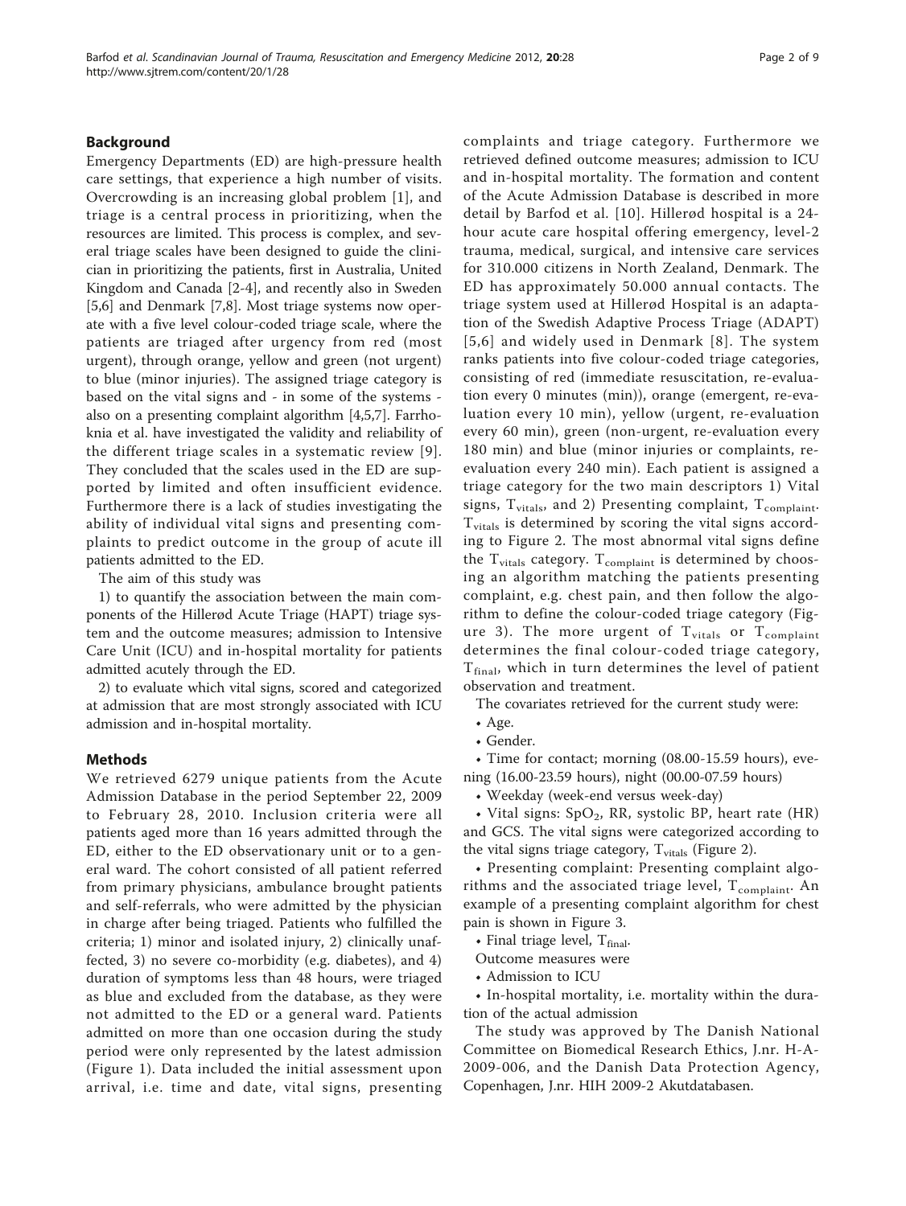## Background

Emergency Departments (ED) are high-pressure health care settings, that experience a high number of visits. Overcrowding is an increasing global problem [1], and triage is a central process in prioritizing, when the resources are limited. This process is complex, and several triage scales have been designed to guide the clinician in prioritizing the patients, first in Australia, United Kingdom and Canada [2-4], and recently also in Sweden [5,6] and Denmark [7,8]. Most triage systems now operate with a five level colour-coded triage scale, where the patients are triaged after urgency from red (most urgent), through orange, yellow and green (not urgent) to blue (minor injuries). The assigned triage category is based on the vital signs and - in some of the systems - also on a presenting complaint algorithm [4,5,7]. Farrhoknia et al. have investigated the validity and reliability of the different triage scales in a systematic review [9]. They concluded that the scales used in the ED are supported by limited and often insufficient evidence. Furthermore there is a lack of studies investigating the ability of individual vital signs and presenting complaints to predict outcome in the group of acute ill patients admitted to the ED.

The aim of this study was

1) to quantify the association between the main components of the Hillerød Acute Triage (HAPT) triage system and the outcome measures; admission to Intensive Care Unit (ICU) and in-hospital mortality for patients admitted acutely through the ED.

2) to evaluate which vital signs, scored and categorized at admission that are most strongly associated with ICU admission and in-hospital mortality.

## Methods

We retrieved 6279 unique patients from the Acute Admission Database in the period September 22, 2009 to February 28, 2010. Inclusion criteria were all patients aged more than 16 years admitted through the ED, either to the ED observationary unit or to a general ward. The cohort consisted of all patient referred from primary physicians, ambulance brought patients and self-referrals, who were admitted by the physician in charge after being triaged. Patients who fulfilled the criteria; 1) minor and isolated injury, 2) clinically unaffected, 3) no severe co-morbidity (e.g. diabetes), and 4) duration of symptoms less than 48 hours, were triaged as blue and excluded from the database, as they were not admitted to the ED or a general ward. Patients admitted on more than one occasion during the study period were only represented by the latest admission (Figure 1). Data included the initial assessment upon arrival, i.e. time and date, vital signs, presenting complaints and triage category. Furthermore we retrieved defined outcome measures; admission to ICU and in-hospital mortality. The formation and content of the Acute Admission Database is described in more detail by Barfod et al. [10]. Hillerød hospital is a 24-hour acute care hospital offering emergency, level-2 trauma, medical, surgical, and intensive care services for 310.000 citizens in North Zealand, Denmark. The ED has approximately 50.000 annual contacts. The triage system used at Hillerød Hospital is an adaptation of the Swedish Adaptive Process Triage (ADAPT) [5,6] and widely used in Denmark [8]. The system ranks patients into five colour-coded triage categories, consisting of red (immediate resuscitation, re-evaluation every 0 minutes (min)), orange (emergent, re-evaluation every 10 min), yellow (urgent, re-evaluation every 60 min), green (non-urgent, re-evaluation every 180 min) and blue (minor injuries or complaints, re-evaluation every 240 min). Each patient is assigned a triage category for the two main descriptors 1) Vital signs, $T_{vitals}$, and 2) Presenting complaint, $T_{complaint}$. $T_{vitals}$ is determined by scoring the vital signs according to Figure 2. The most abnormal vital signs define the $T_{vitals}$ category. $T_{complaint}$ is determined by choosing an algorithm matching the patients presenting complaint, e.g. chest pain, and then follow the algorithm to define the colour-coded triage category (Figure 3). The more urgent of $T_{vitals}$ or $T_{complaint}$ determines the final colour-coded triage category, $T_{final}$, which in turn determines the level of patient observation and treatment.

The covariates retrieved for the current study were:

- Age.
- Gender.
- Time for contact; morning (08.00-15.59 hours), evening (16.00-23.59 hours), night (00.00-07.59 hours)
- Weekday (week-end versus week-day)
- Vital signs: $SpO_2$, RR, systolic BP, heart rate (HR) and GCS. The vital signs were categorized according to the vital signs triage category, $T_{vitals}$ (Figure 2).
- Presenting complaint: Presenting complaint algorithms and the associated triage level, $T_{complaint}$. An example of a presenting complaint algorithm for chest pain is shown in Figure 3.
- Final triage level, $T_{final}$.

Outcome measures were

- Admission to ICU
- In-hospital mortality, i.e. mortality within the duration of the actual admission

The study was approved by The Danish National Committee on Biomedical Research Ethics, J.nr. H-A-2009-006, and the Danish Data Protection Agency, Copenhagen, J.nr. HIH 2009-2 Akutdatabasen.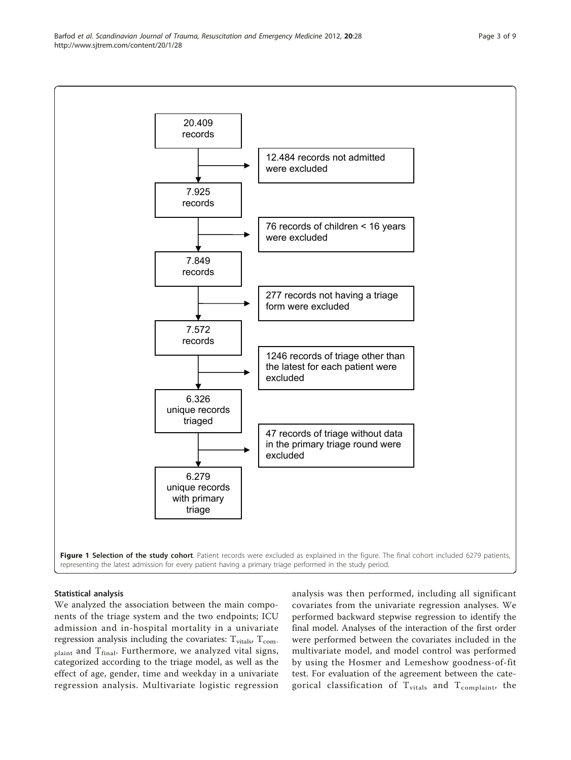20.409 records

12.484 records not admitted were excluded

7.925 records

76 records of children < 16 years were excluded

7.849 records

277 records not having a triage form were excluded

7.572 records

1246 records of triage other than the latest for each patient were excluded

6.326 unique records triaged

47 records of triage without data in the primary triage round were excluded

6.279 unique records with primary triage

**Figure 1 Selection of the study cohort**. Patient records were excluded as explained in the figure. The final cohort included 6279 patients, representing the latest admission for every patient having a primary triage performed in the study period.

### Statistical analysis

We analyzed the association between the main components of the triage system and the two endpoints; ICU admission and in-hospital mortality in a univariate regression analysis including the covariates: $T_{vitals}$, $T_{complaint}$ and $T_{final}$. Furthermore, we analyzed vital signs, categorized according to the triage model, as well as the effect of age, gender, time and weekday in a univariate regression analysis. Multivariate logistic regression analysis was then performed, including all significant covariates from the univariate regression analyses. We performed backward stepwise regression to identify the final model. Analyses of the interaction of the first order were performed between the covariates included in the multivariate model, and model control was performed by using the Hosmer and Lemeshow goodness-of-fit test. For evaluation of the agreement between the categorical classification of $T_{vitals}$ and $T_{complaint}$, the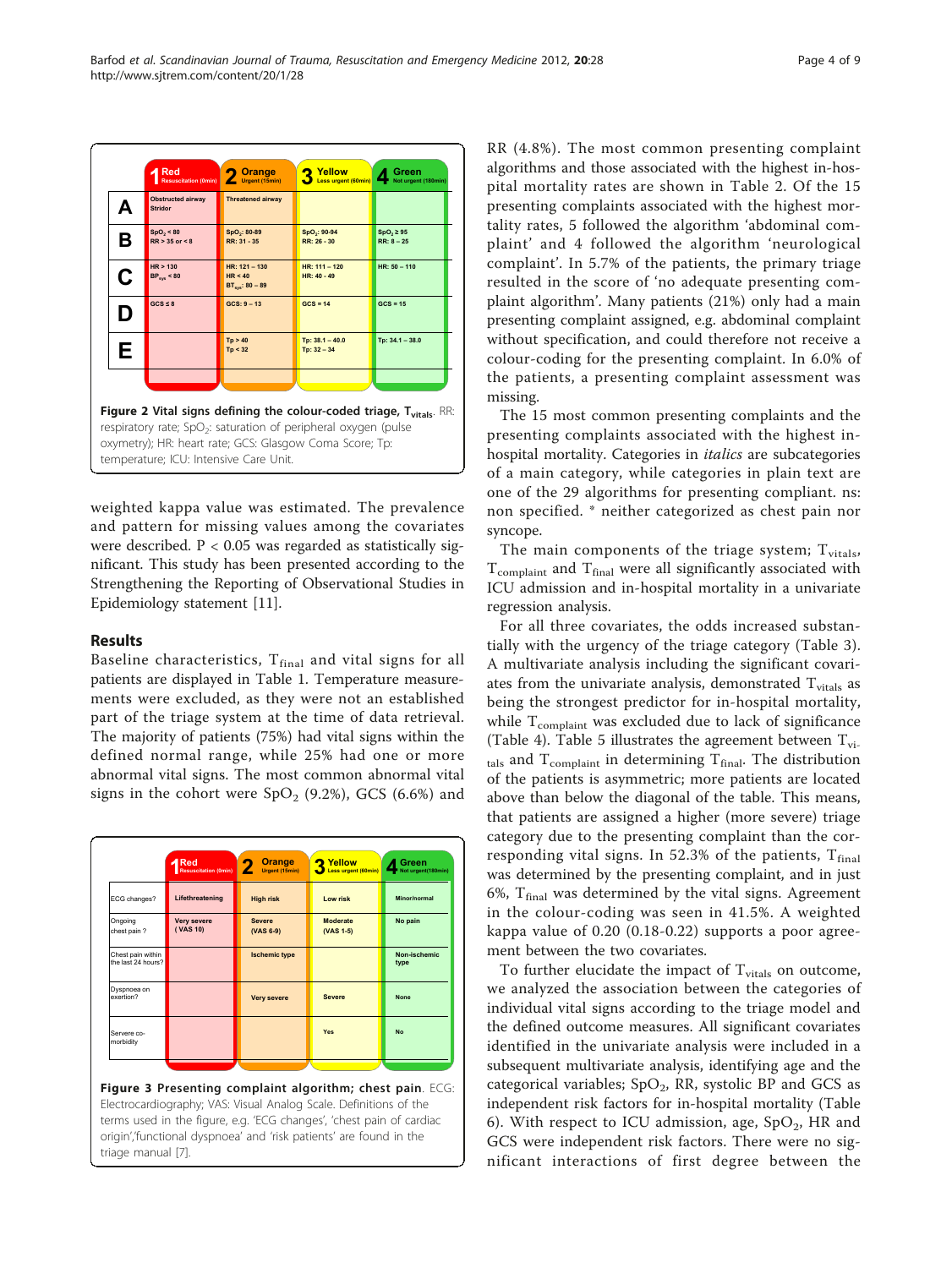|  | 1 Red Resuscitation (0min) | 2 Orange Urgent (15min) | 3 Yellow Less urgent (60min) | 4 Green Not urgent (180min) |
|---|---|---|---|---|
| **A** | Obstructed airway Stridor | Threatened airway |  |  |
| **B** | $SpO_2$ < 80 RR > 35 or < 8 | $SpO_2$: 80-89 RR: 31 - 35 | $SpO_2$: 90-94 RR: 26 - 30 | $SpO_2$ ≥ 95 RR: 8 – 25 |
| **C** | HR > 130 $BP_{sys}$ < 80 | HR: 121 – 130 HR < 40 $BT_{sys}$: 80 – 89 | HR: 111 – 120 HR: 40 - 49 | HR: 50 – 110 |
| **D** | GCS ≤ 8 | GCS: 9 – 13 | GCS = 14 | GCS = 15 |
| **E** |  | Tp > 40 Tp < 32 | Tp: 38.1 – 40.0 Tp: 32 – 34 | Tp: 34.1 – 38.0 |

**Figure 2 Vital signs defining the colour-coded triage, $T_{vitals}$.** RR: respiratory rate; $SpO_2$: saturation of peripheral oxygen (pulse oxymetry); HR: heart rate; GCS: Glasgow Coma Score; Tp: temperature; ICU: Intensive Care Unit.

weighted kappa value was estimated. The prevalence and pattern for missing values among the covariates were described. $P < 0.05$ was regarded as statistically significant. This study has been presented according to the Strengthening the Reporting of Observational Studies in Epidemiology statement [11].

## Results

Baseline characteristics, $T_{final}$ and vital signs for all patients are displayed in Table 1. Temperature measurements were excluded, as they were not an established part of the triage system at the time of data retrieval. The majority of patients (75%) had vital signs within the defined normal range, while 25% had one or more abnormal vital signs. The most common abnormal vital signs in the cohort were $SpO_2$ (9.2%), GCS (6.6%) and RR (4.8%). The most common presenting complaint algorithms and those associated with the highest in-hospital mortality rates are shown in Table 2. Of the 15 presenting complaints associated with the highest mortality rates, 5 followed the algorithm 'abdominal complaint' and 4 followed the algorithm 'neurological complaint'. In 5.7% of the patients, the primary triage resulted in the score of 'no adequate presenting complaint algorithm'. Many patients (21%) only had a main presenting complaint assigned, e.g. abdominal complaint without specification, and could therefore not receive a colour-coding for the presenting complaint. In 6.0% of the patients, a presenting complaint assessment was missing.

|  | 1 Red Resuscitation (0min) | 2 Orange Urgent (15min) | 3 Yellow Less urgent (60min) | 4 Green Not urgent(180min) |
|---|---|---|---|---|
| ECG changes? | Lifethreatening | High risk | Low risk | Minor/normal |
| Ongoing chest pain ? | Very severe (VAS 10) | Severe (VAS 6-9) | Moderate (VAS 1-5) | No pain |
| Chest pain within the last 24 hours? |  | Ischemic type |  | Non-ischemic type |
| Dyspnoea on exertion? |  | Very severe | Severe | None |
| Servere co-morbidity |  |  | Yes | No |

**Figure 3 Presenting complaint algorithm; chest pain.** ECG: Electrocardiography; VAS: Visual Analog Scale. Definitions of the terms used in the figure, e.g. 'ECG changes', 'chest pain of cardiac origin','functional dyspnoea' and 'risk patients' are found in the triage manual [7].

The 15 most common presenting complaints and the presenting complaints associated with the highest in-hospital mortality. Categories in *italics* are subcategories of a main category, while categories in plain text are one of the 29 algorithms for presenting compliant. ns: non specified. * neither categorized as chest pain nor syncope.

The main components of the triage system; $T_{vitals}$, $T_{complaint}$ and $T_{final}$ were all significantly associated with ICU admission and in-hospital mortality in a univariate regression analysis.

For all three covariates, the odds increased substantially with the urgency of the triage category (Table 3). A multivariate analysis including the significant covariates from the univariate analysis, demonstrated $T_{vitals}$ as being the strongest predictor for in-hospital mortality, while $T_{complaint}$ was excluded due to lack of significance (Table 4). Table 5 illustrates the agreement between $T_{vitals}$ and $T_{complaint}$ in determining $T_{final}$. The distribution of the patients is asymmetric; more patients are located above than below the diagonal of the table. This means, that patients are assigned a higher (more severe) triage category due to the presenting complaint than the corresponding vital signs. In 52.3% of the patients, $T_{final}$ was determined by the presenting complaint, and in just 6%, $T_{final}$ was determined by the vital signs. Agreement in the colour-coding was seen in 41.5%. A weighted kappa value of 0.20 (0.18-0.22) supports a poor agreement between the two covariates.

To further elucidate the impact of $T_{vitals}$ on outcome, we analyzed the association between the categories of individual vital signs according to the triage model and the defined outcome measures. All significant covariates identified in the univariate analysis were included in a subsequent multivariate analysis, identifying age and the categorical variables; $SpO_2$, RR, systolic BP and GCS as independent risk factors for in-hospital mortality (Table 6). With respect to ICU admission, age, $SpO_2$, HR and GCS were independent risk factors. There were no significant interactions of first degree between the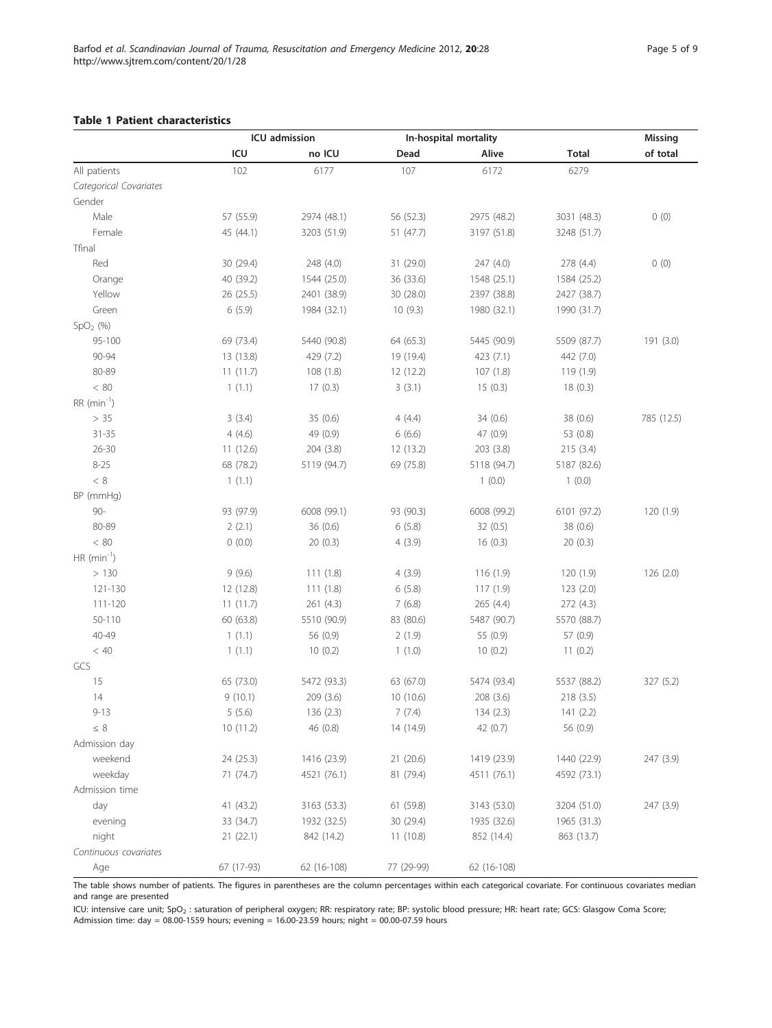**Table 1 Patient characteristics**

| | ICU admission | | In-hospital mortality | | | Missing |
|---|---|---|---|---|---|---|
| | ICU | no ICU | Dead | Alive | Total | of total |
| All patients | 102 | 6177 | 107 | 6172 | 6279 | |
| *Categorical Covariates* | | | | | | |
| Gender | | | | | | |
| Male | 57 (55.9) | 2974 (48.1) | 56 (52.3) | 2975 (48.2) | 3031 (48.3) | 0 (0) |
| Female | 45 (44.1) | 3203 (51.9) | 51 (47.7) | 3197 (51.8) | 3248 (51.7) | |
| Tfinal | | | | | | |
| Red | 30 (29.4) | 248 (4.0) | 31 (29.0) | 247 (4.0) | 278 (4.4) | 0 (0) |
| Orange | 40 (39.2) | 1544 (25.0) | 36 (33.6) | 1548 (25.1) | 1584 (25.2) | |
| Yellow | 26 (25.5) | 2401 (38.9) | 30 (28.0) | 2397 (38.8) | 2427 (38.7) | |
| Green | 6 (5.9) | 1984 (32.1) | 10 (9.3) | 1980 (32.1) | 1990 (31.7) | |
| $SpO_2$ (%) | | | | | | |
| 95-100 | 69 (73.4) | 5440 (90.8) | 64 (65.3) | 5445 (90.9) | 5509 (87.7) | 191 (3.0) |
| 90-94 | 13 (13.8) | 429 (7.2) | 19 (19.4) | 423 (7.1) | 442 (7.0) | |
| 80-89 | 11 (11.7) | 108 (1.8) | 12 (12.2) | 107 (1.8) | 119 (1.9) | |
| < 80 | 1 (1.1) | 17 (0.3) | 3 (3.1) | 15 (0.3) | 18 (0.3) | |
| RR ($min^{-1}$) | | | | | | |
| > 35 | 3 (3.4) | 35 (0.6) | 4 (4.4) | 34 (0.6) | 38 (0.6) | 785 (12.5) |
| 31-35 | 4 (4.6) | 49 (0.9) | 6 (6.6) | 47 (0.9) | 53 (0.8) | |
| 26-30 | 11 (12.6) | 204 (3.8) | 12 (13.2) | 203 (3.8) | 215 (3.4) | |
| 8-25 | 68 (78.2) | 5119 (94.7) | 69 (75.8) | 5118 (94.7) | 5187 (82.6) | |
| < 8 | 1 (1.1) | | | 1 (0.0) | 1 (0.0) | |
| BP (mmHg) | | | | | | |
| 90- | 93 (97.9) | 6008 (99.1) | 93 (90.3) | 6008 (99.2) | 6101 (97.2) | 120 (1.9) |
| 80-89 | 2 (2.1) | 36 (0.6) | 6 (5.8) | 32 (0.5) | 38 (0.6) | |
| < 80 | 0 (0.0) | 20 (0.3) | 4 (3.9) | 16 (0.3) | 20 (0.3) | |
| HR ($min^{-1}$) | | | | | | |
| > 130 | 9 (9.6) | 111 (1.8) | 4 (3.9) | 116 (1.9) | 120 (1.9) | 126 (2.0) |
| 121-130 | 12 (12.8) | 111 (1.8) | 6 (5.8) | 117 (1.9) | 123 (2.0) | |
| 111-120 | 11 (11.7) | 261 (4.3) | 7 (6.8) | 265 (4.4) | 272 (4.3) | |
| 50-110 | 60 (63.8) | 5510 (90.9) | 83 (80.6) | 5487 (90.7) | 5570 (88.7) | |
| 40-49 | 1 (1.1) | 56 (0.9) | 2 (1.9) | 55 (0.9) | 57 (0.9) | |
| < 40 | 1 (1.1) | 10 (0.2) | 1 (1.0) | 10 (0.2) | 11 (0.2) | |
| GCS | | | | | | |
| 15 | 65 (73.0) | 5472 (93.3) | 63 (67.0) | 5474 (93.4) | 5537 (88.2) | 327 (5.2) |
| 14 | 9 (10.1) | 209 (3.6) | 10 (10.6) | 208 (3.6) | 218 (3.5) | |
| 9-13 | 5 (5.6) | 136 (2.3) | 7 (7.4) | 134 (2.3) | 141 (2.2) | |
| ≤ 8 | 10 (11.2) | 46 (0.8) | 14 (14.9) | 42 (0.7) | 56 (0.9) | |
| Admission day | | | | | | |
| weekend | 24 (25.3) | 1416 (23.9) | 21 (20.6) | 1419 (23.9) | 1440 (22.9) | 247 (3.9) |
| weekday | 71 (74.7) | 4521 (76.1) | 81 (79.4) | 4511 (76.1) | 4592 (73.1) | |
| Admission time | | | | | | |
| day | 41 (43.2) | 3163 (53.3) | 61 (59.8) | 3143 (53.0) | 3204 (51.0) | 247 (3.9) |
| evening | 33 (34.7) | 1932 (32.5) | 30 (29.4) | 1935 (32.6) | 1965 (31.3) | |
| night | 21 (22.1) | 842 (14.2) | 11 (10.8) | 852 (14.4) | 863 (13.7) | |
| *Continuous covariates* | | | | | | |
| Age | 67 (17-93) | 62 (16-108) | 77 (29-99) | 62 (16-108) | | |

The table shows number of patients. The figures in parentheses are the column percentages within each categorical covariate. For continuous covariates median and range are presented

ICU: intensive care unit; $SpO_2$ : saturation of peripheral oxygen; RR: respiratory rate; BP: systolic blood pressure; HR: heart rate; GCS: Glasgow Coma Score; Admission time: day = 08.00-1559 hours; evening = 16.00-23.59 hours; night = 00.00-07.59 hours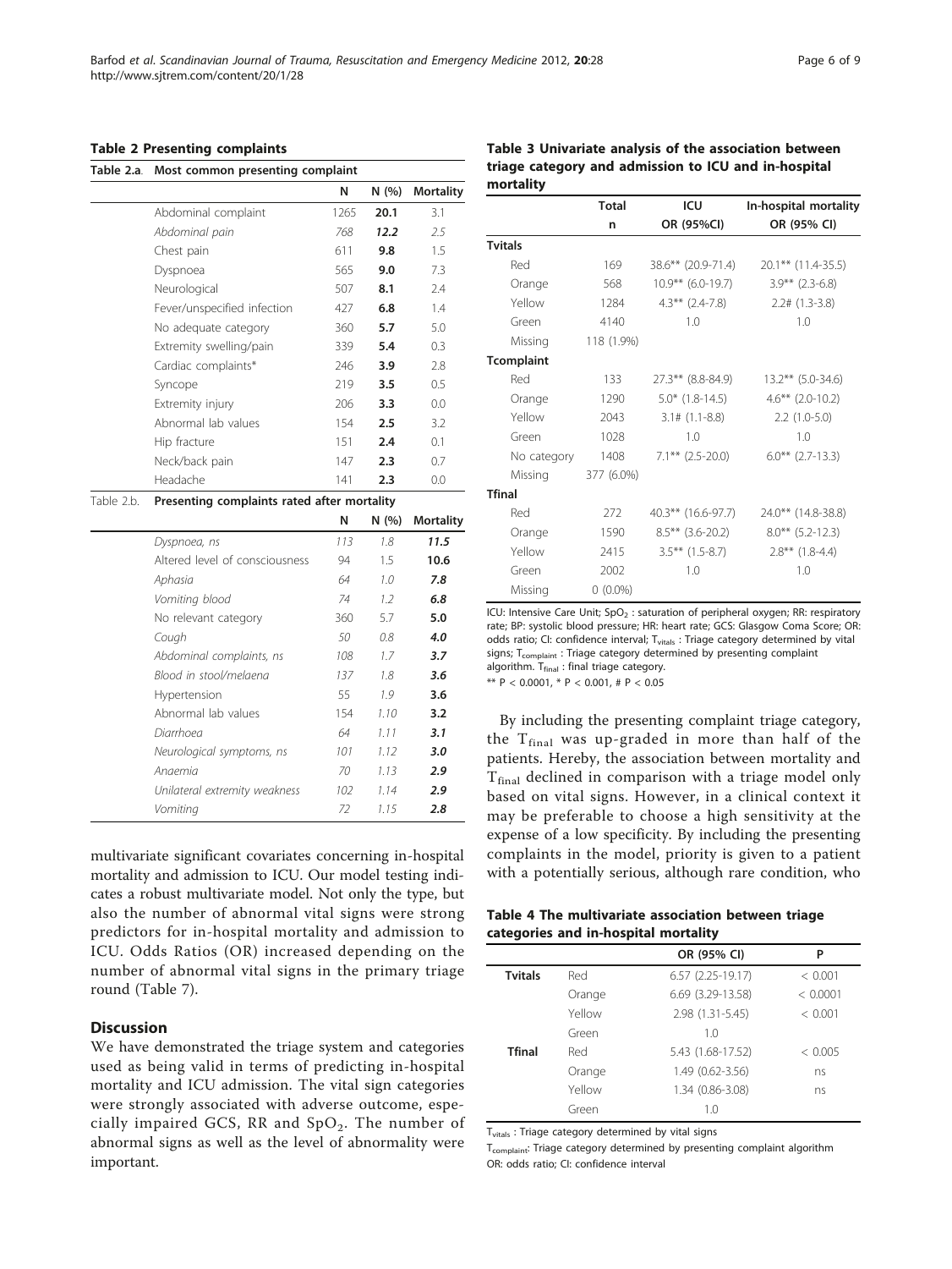**Table 2 Presenting complaints**

| Table 2.a. | Most common presenting complaint | N | N (%) | Mortality |
|---|---|---|---|---|
| | Abdominal complaint | 1265 | **20.1** | 3.1 |
| | *Abdominal pain* | *768* | ***12.2*** | *2.5* |
| | Chest pain | 611 | **9.8** | 1.5 |
| | Dyspnoea | 565 | **9.0** | 7.3 |
| | Neurological | 507 | **8.1** | 2.4 |
| | Fever/unspecified infection | 427 | **6.8** | 1.4 |
| | No adequate category | 360 | **5.7** | 5.0 |
| | Extremity swelling/pain | 339 | **5.4** | 0.3 |
| | Cardiac complaints* | 246 | **3.9** | 2.8 |
| | Syncope | 219 | **3.5** | 0.5 |
| | Extremity injury | 206 | **3.3** | 0.0 |
| | Abnormal lab values | 154 | **2.5** | 3.2 |
| | Hip fracture | 151 | **2.4** | 0.1 |
| | Neck/back pain | 147 | **2.3** | 0.7 |
| | Headache | 141 | **2.3** | 0.0 |
| **Table 2.b.** | **Presenting complaints rated after mortality** | **N** | **N (%)** | **Mortality** |
| | *Dyspnoea, ns* | *113* | *1.8* | ***11.5*** |
| | Altered level of consciousness | 94 | 1.5 | **10.6** |
| | *Aphasia* | *64* | *1.0* | ***7.8*** |
| | *Vomiting blood* | *74* | *1.2* | ***6.8*** |
| | No relevant category | 360 | 5.7 | **5.0** |
| | *Cough* | *50* | *0.8* | ***4.0*** |
| | *Abdominal complaints, ns* | *108* | *1.7* | ***3.7*** |
| | *Blood in stool/melaena* | *137* | *1.8* | ***3.6*** |
| | Hypertension | 55 | 1.9 | **3.6** |
| | Abnormal lab values | 154 | 1.10 | **3.2** |
| | *Diarrhoea* | *64* | *1.11* | ***3.1*** |
| | *Neurological symptoms, ns* | *101* | *1.12* | ***3.0*** |
| | *Anaemia* | *70* | *1.13* | ***2.9*** |
| | *Unilateral extremity weakness* | *102* | *1.14* | ***2.9*** |
| | *Vomiting* | *72* | *1.15* | ***2.8*** |

multivariate significant covariates concerning in-hospital mortality and admission to ICU. Our model testing indicates a robust multivariate model. Not only the type, but also the number of abnormal vital signs were strong predictors for in-hospital mortality and admission to ICU. Odds Ratios (OR) increased depending on the number of abnormal vital signs in the primary triage round (Table 7).

## Discussion

We have demonstrated the triage system and categories used as being valid in terms of predicting in-hospital mortality and ICU admission. The vital sign categories were strongly associated with adverse outcome, especially impaired GCS, RR and $SpO_2$. The number of abnormal signs as well as the level of abnormality were important.

**Table 3 Univariate analysis of the association between triage category and admission to ICU and in-hospital mortality**

| | Total | ICU | In-hospital mortality |
|---|---|---|---|
| | n | OR (95%CI) | OR (95% CI) |
| **Tvitals** | | | |
| Red | 169 | 38.6** (20.9-71.4) | 20.1** (11.4-35.5) |
| Orange | 568 | 10.9** (6.0-19.7) | 3.9** (2.3-6.8) |
| Yellow | 1284 | 4.3** (2.4-7.8) | 2.2# (1.3-3.8) |
| Green | 4140 | 1.0 | 1.0 |
| Missing | 118 (1.9%) | | |
| **Tcomplaint** | | | |
| Red | 133 | 27.3** (8.8-84.9) | 13.2** (5.0-34.6) |
| Orange | 1290 | 5.0* (1.8-14.5) | 4.6** (2.0-10.2) |
| Yellow | 2043 | 3.1# (1.1-8.8) | 2.2 (1.0-5.0) |
| Green | 1028 | 1.0 | 1.0 |
| No category | 1408 | 7.1** (2.5-20.0) | 6.0** (2.7-13.3) |
| Missing | 377 (6.0%) | | |
| **Tfinal** | | | |
| Red | 272 | 40.3** (16.6-97.7) | 24.0** (14.8-38.8) |
| Orange | 1590 | 8.5** (3.6-20.2) | 8.0** (5.2-12.3) |
| Yellow | 2415 | 3.5** (1.5-8.7) | 2.8** (1.8-4.4) |
| Green | 2002 | 1.0 | 1.0 |
| Missing | 0 (0.0%) | | |

ICU: Intensive Care Unit; $SpO_2$ : saturation of peripheral oxygen; RR: respiratory rate; BP: systolic blood pressure; HR: heart rate; GCS: Glasgow Coma Score; OR: odds ratio; CI: confidence interval; $T_{vitals}$ : Triage category determined by vital signs; $T_{complaint}$ : Triage category determined by presenting complaint algorithm. $T_{final}$ : final triage category.

** P < 0.0001, * P < 0.001, # P < 0.05

By including the presenting complaint triage category, the $T_{final}$ was up-graded in more than half of the patients. Hereby, the association between mortality and $T_{final}$ declined in comparison with a triage model only based on vital signs. However, in a clinical context it may be preferable to choose a high sensitivity at the expense of a low specificity. By including the presenting complaints in the model, priority is given to a patient with a potentially serious, although rare condition, who

**Table 4 The multivariate association between triage categories and in-hospital mortality**

| | | OR (95% CI) | P |
|---|---|---|---|
| **Tvitals** | Red | 6.57 (2.25-19.17) | < 0.001 |
| | Orange | 6.69 (3.29-13.58) | < 0.0001 |
| | Yellow | 2.98 (1.31-5.45) | < 0.001 |
| | Green | 1.0 | |
| **Tfinal** | Red | 5.43 (1.68-17.52) | < 0.005 |
| | Orange | 1.49 (0.62-3.56) | ns |
| | Yellow | 1.34 (0.86-3.08) | ns |
| | Green | 1.0 | |

$T_{vitals}$ : Triage category determined by vital signs

$T_{complaint}$: Triage category determined by presenting complaint algorithm

OR: odds ratio; CI: confidence interval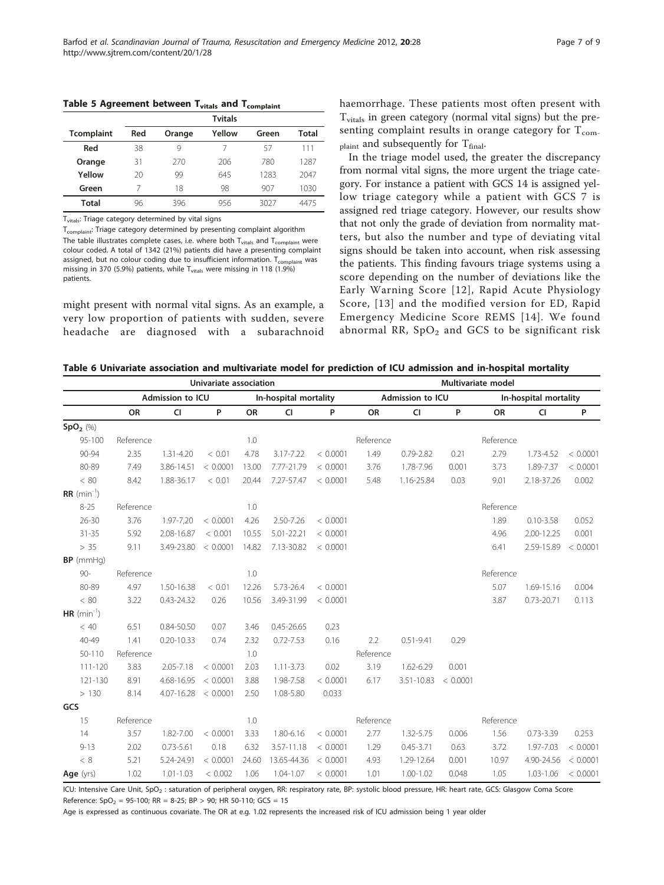**Table 5 Agreement between $T_{vitals}$ and $T_{complaint}$**

| | Tvitals | | | | |
|---|---|---|---|---|---|
| **Tcomplaint** | **Red** | **Orange** | **Yellow** | **Green** | **Total** |
| **Red** | 38 | 9 | 7 | 57 | 111 |
| **Orange** | 31 | 270 | 206 | 780 | 1287 |
| **Yellow** | 20 | 99 | 645 | 1283 | 2047 |
| **Green** | 7 | 18 | 98 | 907 | 1030 |
| **Total** | 96 | 396 | 956 | 3027 | 4475 |

$T_{vitals}$: Triage category determined by vital signs

$T_{complaint}$: Triage category determined by presenting complaint algorithm

The table illustrates complete cases, i.e. where both $T_{vitals}$ and $T_{complaint}$ were colour coded. A total of 1342 (21%) patients did have a presenting complaint assigned, but no colour coding due to insufficient information. $T_{complaint}$ was missing in 370 (5.9%) patients, while $T_{vitals}$ were missing in 118 (1.9%) patients.

might present with normal vital signs. As an example, a very low proportion of patients with sudden, severe headache are diagnosed with a subarachnoid haemorrhage. These patients most often present with $T_{vitals}$ in green category (normal vital signs) but the presenting complaint results in orange category for $T_{complaint}$ and subsequently for $T_{final}$.

In the triage model used, the greater the discrepancy from normal vital signs, the more urgent the triage category. For instance a patient with GCS 14 is assigned yellow triage category while a patient with GCS 7 is assigned red triage category. However, our results show that not only the grade of deviation from normality matters, but also the number and type of deviating vital signs should be taken into account, when risk assessing the patients. This finding favours triage systems using a score depending on the number of deviations like the Early Warning Score [12], Rapid Acute Physiology Score, [13] and the modified version for ED, Rapid Emergency Medicine Score REMS [14]. We found abnormal RR, $SpO_2$ and GCS to be significant risk

**Table 6 Univariate association and multivariate model for prediction of ICU admission and in-hospital mortality**

| | Univariate association | | | | | | Multivariate model | | | | | |
|---|---|---|---|---|---|---|---|---|---|---|---|---|
| | Admission to ICU | | | In-hospital mortality | | | Admission to ICU | | | In-hospital mortality | | |
| | OR | CI | P | OR | CI | P | OR | CI | P | OR | CI | P |
| **$SpO_2$** (%) | | | | | | | | | | | | |
| 95-100 | Reference | | | 1.0 | | | Reference | | | Reference | | |
| 90-94 | 2.35 | 1.31-4.20 | < 0.01 | 4.78 | 3.17-7.22 | < 0.0001 | 1.49 | 0.79-2.82 | 0.21 | 2.79 | 1.73-4.52 | < 0.0001 |
| 80-89 | 7.49 | 3.86-14.51 | < 0.0001 | 13.00 | 7.77-21.79 | < 0.0001 | 3.76 | 1.78-7.96 | 0.001 | 3.73 | 1.89-7.37 | < 0.0001 |
| < 80 | 8.42 | 1.88-36.17 | < 0.01 | 20.44 | 7.27-57.47 | < 0.0001 | 5.48 | 1.16-25.84 | 0.03 | 9.01 | 2.18-37.26 | 0.002 |
| **RR** ($min^{-1}$) | | | | | | | | | | | | |
| 8-25 | Reference | | | 1.0 | | | | | | Reference | | |
| 26-30 | 3.76 | 1.97-7,20 | < 0.0001 | 4.26 | 2.50-7.26 | < 0.0001 | | | | 1.89 | 0.10-3.58 | 0.052 |
| 31-35 | 5.92 | 2.08-16.87 | < 0.001 | 10.55 | 5.01-22.21 | < 0.0001 | | | | 4.96 | 2.00-12.25 | 0.001 |
| > 35 | 9.11 | 3.49-23.80 | < 0.0001 | 14.82 | 7.13-30.82 | < 0.0001 | | | | 6.41 | 2.59-15.89 | < 0.0001 |
| **BP** (mmHg) | | | | | | | | | | | | |
| 90- | Reference | | | 1.0 | | | | | | Reference | | |
| 80-89 | 4.97 | 1.50-16.38 | < 0.01 | 12.26 | 5.73-26.4 | < 0.0001 | | | | 5.07 | 1.69-15.16 | 0.004 |
| < 80 | 3.22 | 0.43-24.32 | 0.26 | 10.56 | 3.49-31.99 | < 0.0001 | | | | 3.87 | 0.73-20.71 | 0.113 |
| **HR** ($min^{-1}$) | | | | | | | | | | | | |
| < 40 | 6.51 | 0.84-50.50 | 0.07 | 3.46 | 0.45-26.65 | 0.23 | | | | | | |
| 40-49 | 1.41 | 0.20-10.33 | 0.74 | 2.32 | 0.72-7.53 | 0.16 | 2.2 | 0.51-9.41 | 0.29 | | | |
| 50-110 | Reference | | | 1.0 | | | Reference | | | | | |
| 111-120 | 3.83 | 2.05-7.18 | < 0.0001 | 2.03 | 1.11-3.73 | 0.02 | 3.19 | 1.62-6.29 | 0.001 | | | |
| 121-130 | 8.91 | 4.68-16.95 | < 0.0001 | 3.88 | 1.98-7.58 | < 0.0001 | 6.17 | 3.51-10.83 | < 0.0001 | | | |
| > 130 | 8.14 | 4.07-16.28 | < 0.0001 | 2.50 | 1.08-5.80 | 0.033 | | | | | | |
| **GCS** | | | | | | | | | | | | |
| 15 | Reference | | | 1.0 | | | Reference | | | Reference | | |
| 14 | 3.57 | 1.82-7.00 | < 0.0001 | 3.33 | 1.80-6.16 | < 0.0001 | 2.77 | 1.32-5.75 | 0.006 | 1.56 | 0.73-3.39 | 0.253 |
| 9-13 | 2.02 | 0.73-5.61 | 0.18 | 6.32 | 3.57-11.18 | < 0.0001 | 1.29 | 0.45-3.71 | 0.63 | 3.72 | 1.97-7.03 | < 0.0001 |
| < 8 | 5.21 | 5.24-24.91 | < 0.0001 | 24.60 | 13.65-44.36 | < 0.0001 | 4.93 | 1.29-12.64 | 0.001 | 10.97 | 4.90-24.56 | < 0.0001 |
| **Age** (yrs) | 1.02 | 1.01-1.03 | < 0.002 | 1.06 | 1.04-1.07 | < 0.0001 | 1.01 | 1.00-1.02 | 0.048 | 1.05 | 1.03-1.06 | < 0.0001 |

ICU: Intensive Care Unit, $SpO_2$ : saturation of peripheral oxygen, RR: respiratory rate, BP: systolic blood pressure, HR: heart rate, GCS: Glasgow Coma Score

Reference: $SpO_2$ = 95-100; RR = 8-25; BP > 90; HR 50-110; GCS = 15

Age is expressed as continuous covariate. The OR at e.g. 1.02 represents the increased risk of ICU admission being 1 year older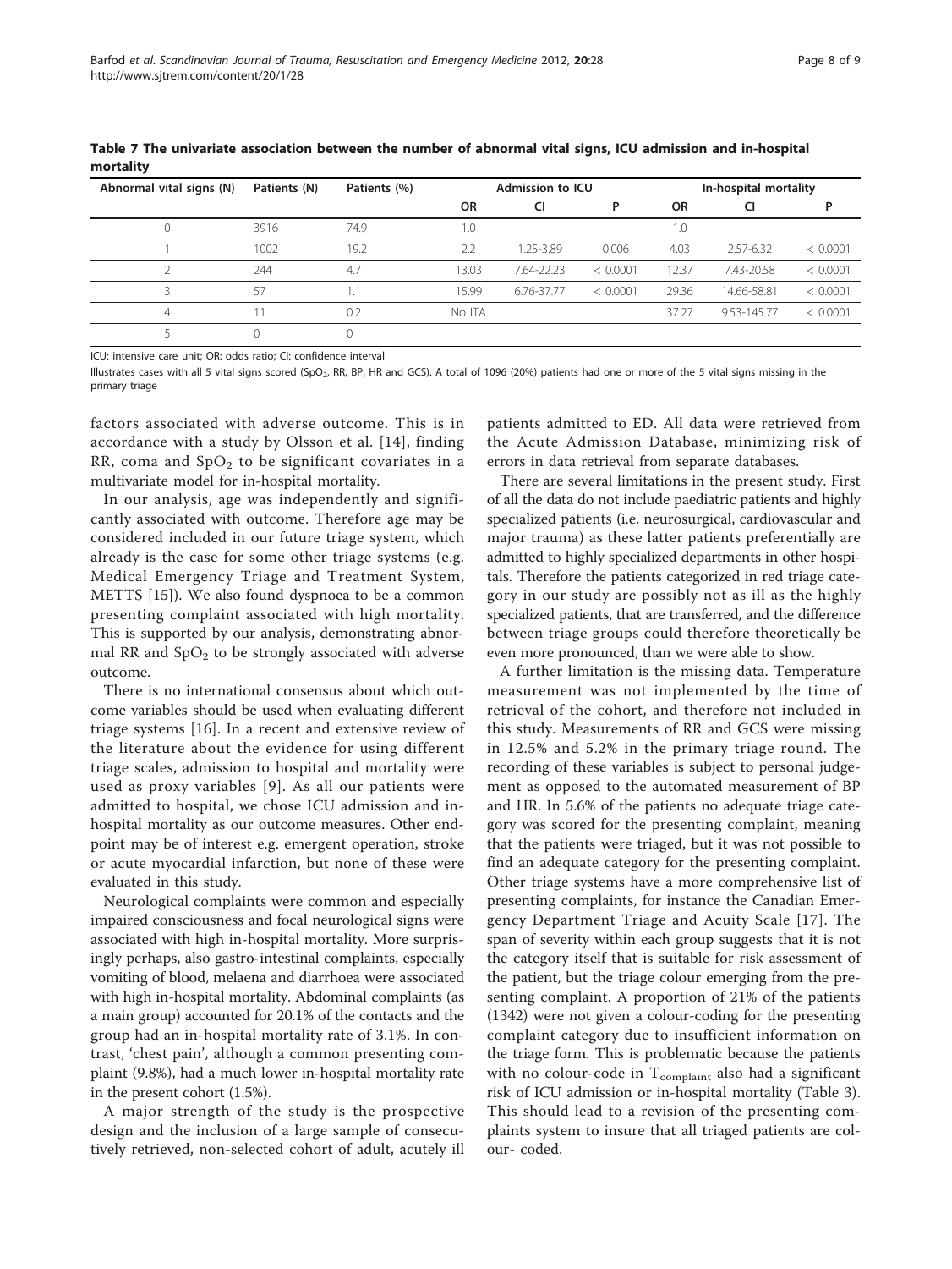**Table 7 The univariate association between the number of abnormal vital signs, ICU admission and in-hospital mortality**

| Abnormal vital signs (N) | Patients (N) | Patients (%) | Admission to ICU | | | In-hospital mortality | | |
|---|---|---|---|---|---|---|---|---|
| | | | OR | CI | P | OR | CI | P |
| 0 | 3916 | 74.9 | 1.0 | | | 1.0 | | |
| 1 | 1002 | 19.2 | 2.2 | 1.25-3.89 | 0.006 | 4.03 | 2.57-6.32 | < 0.0001 |
| 2 | 244 | 4.7 | 13.03 | 7.64-22.23 | < 0.0001 | 12.37 | 7.43-20.58 | < 0.0001 |
| 3 | 57 | 1.1 | 15.99 | 6.76-37.77 | < 0.0001 | 29.36 | 14.66-58.81 | < 0.0001 |
| 4 | 11 | 0.2 | No ITA | | | 37.27 | 9.53-145.77 | < 0.0001 |
| 5 | 0 | 0 | | | | | | |

ICU: intensive care unit; OR: odds ratio; CI: confidence interval

Illustrates cases with all 5 vital signs scored ($SpO_2$, RR, BP, HR and GCS). A total of 1096 (20%) patients had one or more of the 5 vital signs missing in the primary triage

factors associated with adverse outcome. This is in accordance with a study by Olsson et al. [14], finding RR, coma and $SpO_2$ to be significant covariates in a multivariate model for in-hospital mortality.

In our analysis, age was independently and significantly associated with outcome. Therefore age may be considered included in our future triage system, which already is the case for some other triage systems (e.g. Medical Emergency Triage and Treatment System, METTS [15]). We also found dyspnoea to be a common presenting complaint associated with high mortality. This is supported by our analysis, demonstrating abnormal RR and $SpO_2$ to be strongly associated with adverse outcome.

There is no international consensus about which outcome variables should be used when evaluating different triage systems [16]. In a recent and extensive review of the literature about the evidence for using different triage scales, admission to hospital and mortality were used as proxy variables [9]. As all our patients were admitted to hospital, we chose ICU admission and in-hospital mortality as our outcome measures. Other endpoint may be of interest e.g. emergent operation, stroke or acute myocardial infarction, but none of these were evaluated in this study.

Neurological complaints were common and especially impaired consciousness and focal neurological signs were associated with high in-hospital mortality. More surprisingly perhaps, also gastro-intestinal complaints, especially vomiting of blood, melaena and diarrhoea were associated with high in-hospital mortality. Abdominal complaints (as a main group) accounted for 20.1% of the contacts and the group had an in-hospital mortality rate of 3.1%. In contrast, 'chest pain', although a common presenting complaint (9.8%), had a much lower in-hospital mortality rate in the present cohort (1.5%).

A major strength of the study is the prospective design and the inclusion of a large sample of consecutively retrieved, non-selected cohort of adult, acutely ill patients admitted to ED. All data were retrieved from the Acute Admission Database, minimizing risk of errors in data retrieval from separate databases.

There are several limitations in the present study. First of all the data do not include paediatric patients and highly specialized patients (i.e. neurosurgical, cardiovascular and major trauma) as these latter patients preferentially are admitted to highly specialized departments in other hospitals. Therefore the patients categorized in red triage category in our study are possibly not as ill as the highly specialized patients, that are transferred, and the difference between triage groups could therefore theoretically be even more pronounced, than we were able to show.

A further limitation is the missing data. Temperature measurement was not implemented by the time of retrieval of the cohort, and therefore not included in this study. Measurements of RR and GCS were missing in 12.5% and 5.2% in the primary triage round. The recording of these variables is subject to personal judgement as opposed to the automated measurement of BP and HR. In 5.6% of the patients no adequate triage category was scored for the presenting complaint, meaning that the patients were triaged, but it was not possible to find an adequate category for the presenting complaint. Other triage systems have a more comprehensive list of presenting complaints, for instance the Canadian Emergency Department Triage and Acuity Scale [17]. The span of severity within each group suggests that it is not the category itself that is suitable for risk assessment of the patient, but the triage colour emerging from the presenting complaint. A proportion of 21% of the patients (1342) were not given a colour-coding for the presenting complaint category due to insufficient information on the triage form. This is problematic because the patients with no colour-code in $T_{complaint}$ also had a significant risk of ICU admission or in-hospital mortality (Table 3). This should lead to a revision of the presenting complaints system to insure that all triaged patients are colour- coded.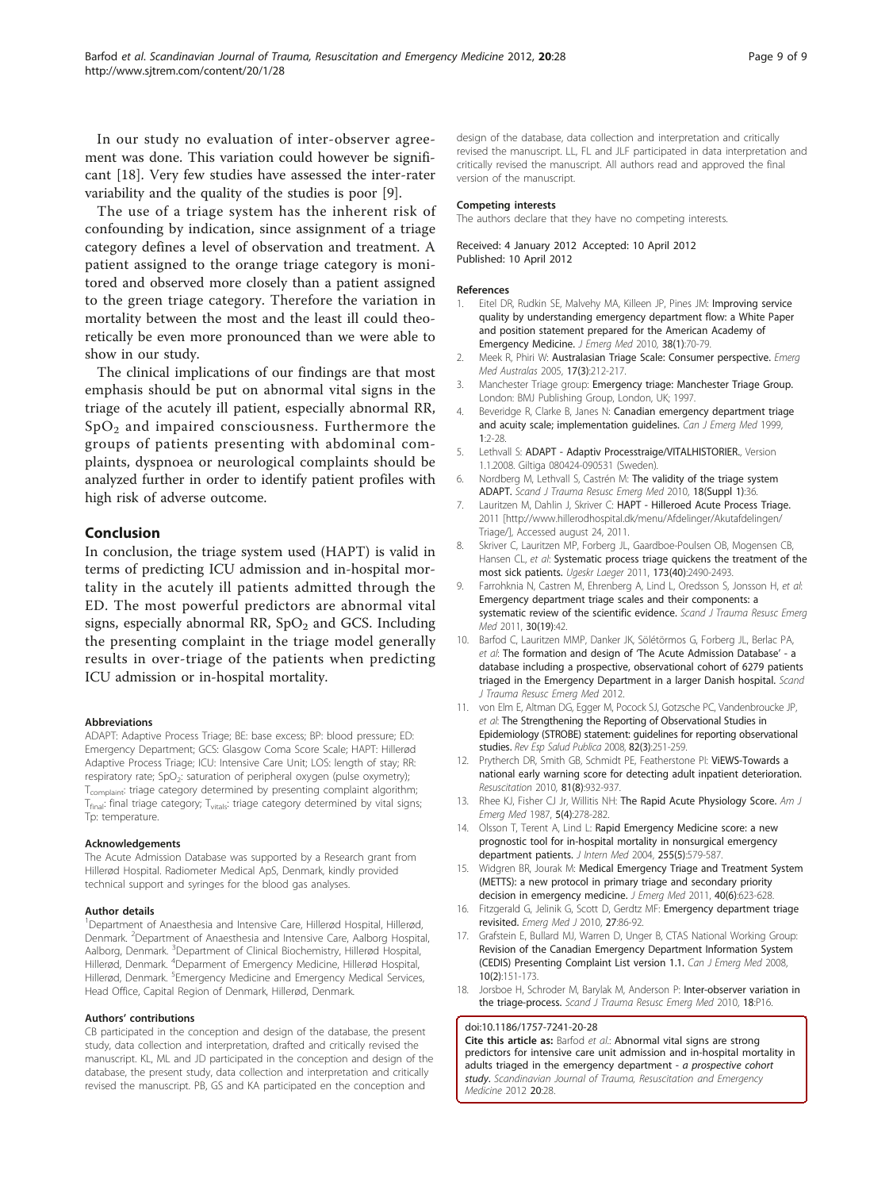In our study no evaluation of inter-observer agreement was done. This variation could however be significant [18]. Very few studies have assessed the inter-rater variability and the quality of the studies is poor [9].

The use of a triage system has the inherent risk of confounding by indication, since assignment of a triage category defines a level of observation and treatment. A patient assigned to the orange triage category is monitored and observed more closely than a patient assigned to the green triage category. Therefore the variation in mortality between the most and the least ill could theoretically be even more pronounced than we were able to show in our study.

The clinical implications of our findings are that most emphasis should be put on abnormal vital signs in the triage of the acutely ill patient, especially abnormal RR, $SpO_2$ and impaired consciousness. Furthermore the groups of patients presenting with abdominal complaints, dyspnoea or neurological complaints should be analyzed further in order to identify patient profiles with high risk of adverse outcome.

## Conclusion

In conclusion, the triage system used (HAPT) is valid in terms of predicting ICU admission and in-hospital mortality in the acutely ill patients admitted through the ED. The most powerful predictors are abnormal vital signs, especially abnormal RR, $SpO_2$ and GCS. Including the presenting complaint in the triage model generally results in over-triage of the patients when predicting ICU admission or in-hospital mortality.

#### Abbreviations

ADAPT: Adaptive Process Triage; BE: base excess; BP: blood pressure; ED: Emergency Department; GCS: Glasgow Coma Score Scale; HAPT: Hillerød Adaptive Process Triage; ICU: Intensive Care Unit; LOS: length of stay; RR: respiratory rate; $SpO_2$: saturation of peripheral oxygen (pulse oxymetry); $T_{complaint}$: triage category determined by presenting complaint algorithm; $T_{final}$: final triage category; $T_{vitals}$: triage category determined by vital signs; Tp: temperature.

#### Acknowledgements

The Acute Admission Database was supported by a Research grant from Hillerød Hospital. Radiometer Medical ApS, Denmark, kindly provided technical support and syringes for the blood gas analyses.

#### Author details

[1]Department of Anaesthesia and Intensive Care, Hillerød Hospital, Hillerød, Denmark. [2]Department of Anaesthesia and Intensive Care, Aalborg Hospital, Aalborg, Denmark. [3]Department of Clinical Biochemistry, Hillerød Hospital, Hillerød, Denmark. [4]Department of Emergency Medicine, Hillerød Hospital, Hillerød, Denmark. [5]Emergency Medicine and Emergency Medical Services, Head Office, Capital Region of Denmark, Hillerød, Denmark.

#### Authors' contributions

CB participated in the conception and design of the database, the present study, data collection and interpretation, drafted and critically revised the manuscript. KL, ML and JD participated in the conception and design of the database, the present study, data collection and interpretation and critically revised the manuscript. PB, GS and KA participated en the conception and design of the database, data collection and interpretation and critically revised the manuscript. LL, FL and JLF participated in data interpretation and critically revised the manuscript. All authors read and approved the final version of the manuscript.

#### Competing interests

The authors declare that they have no competing interests.

Received: 4 January 2012 Accepted: 10 April 2012
Published: 10 April 2012

#### References

1. Eitel DR, Rudkin SE, Malvehy MA, Killeen JP, Pines JM: **Improving service quality by understanding emergency department flow: a White Paper and position statement prepared for the American Academy of Emergency Medicine.** *J Emerg Med* 2010, **38(1)**:70-79.
2. Meek R, Phiri W: **Australasian Triage Scale: Consumer perspective.** *Emerg Med Australas* 2005, **17(3)**:212-217.
3. Manchester Triage group: **Emergency triage: Manchester Triage Group.** London: BMJ Publishing Group, London, UK; 1997.
4. Beveridge R, Clarke B, Janes N: **Canadian emergency department triage and acuity scale; implementation guidelines.** *Can J Emerg Med* 1999, **1**:2-28.
5. Lethvall S: **ADAPT - Adaptiv Processtraige/VITALHISTORIER.**, Version 1.1.2008. Giltiga 080424-090531 (Sweden).
6. Nordberg M, Lethvall S, Castrén M: **The validity of the triage system ADAPT.** *Scand J Trauma Resusc Emerg Med* 2010, **18(Suppl 1)**:36.
7. Lauritzen M, Dahlin J, Skriver C: **HAPT - Hilleroed Acute Process Triage.** 2011 [http://www.hillerodhospital.dk/menu/Afdelinger/Akutafdelingen/Triage/], Accessed august 24, 2011.
8. Skriver C, Lauritzen MP, Forberg JL, Gaardboe-Poulsen OB, Mogensen CB, Hansen CL, *et al*: **Systematic process triage quickens the treatment of the most sick patients.** *Ugeskr Laeger* 2011, **173(40)**:2490-2493.
9. Farrohknia N, Castren M, Ehrenberg A, Lind L, Oredsson S, Jonsson H, *et al*: **Emergency department triage scales and their components: a systematic review of the scientific evidence.** *Scand J Trauma Resusc Emerg Med* 2011, **30(19)**:42.
10. Barfod C, Lauritzen MMP, Danker JK, Sölétörmos G, Forberg JL, Berlac PA, *et al*: **The formation and design of 'The Acute Admission Database' - a database including a prospective, observational cohort of 6279 patients triaged in the Emergency Department in a larger Danish hospital.** *Scand J Trauma Resusc Emerg Med* 2012.
11. von Elm E, Altman DG, Egger M, Pocock SJ, Gotzsche PC, Vandenbroucke JP, *et al*: **The Strengthening the Reporting of Observational Studies in Epidemiology (STROBE) statement: guidelines for reporting observational studies.** *Rev Esp Salud Publica* 2008, **82(3)**:251-259.
12. Prytherch DR, Smith GB, Schmidt PE, Featherstone PI: **ViEWS-Towards a national early warning score for detecting adult inpatient deterioration.** *Resuscitation* 2010, **81(8)**:932-937.
13. Rhee KJ, Fisher CJ Jr, Willitis NH: **The Rapid Acute Physiology Score.** *Am J Emerg Med* 1987, **5(4)**:278-282.
14. Olsson T, Terent A, Lind L: **Rapid Emergency Medicine score: a new prognostic tool for in-hospital mortality in nonsurgical emergency department patients.** *J Intern Med* 2004, **255(5)**:579-587.
15. Widgren BR, Jourak M: **Medical Emergency Triage and Treatment System (METTS): a new protocol in primary triage and secondary priority decision in emergency medicine.** *J Emerg Med* 2011, **40(6)**:623-628.
16. Fitzgerald G, Jelinik G, Scott D, Gerdtz MF: **Emergency department triage revisited.** *Emerg Med J* 2010, **27**:86-92.
17. Grafstein E, Bullard MJ, Warren D, Unger B, CTAS National Working Group: **Revision of the Canadian Emergency Department Information System (CEDIS) Presenting Complaint List version 1.1.** *Can J Emerg Med* 2008, **10(2)**:151-173.
18. Jorsboe H, Schroder M, Barylak M, Anderson P: **Inter-observer variation in the triage-process.** *Scand J Trauma Resusc Emerg Med* 2010, **18**:P16.

doi:10.1186/1757-7241-20-28

**Cite this article as:** Barfod *et al.*: Abnormal vital signs are strong predictors for intensive care unit admission and in-hospital mortality in adults triaged in the emergency department - *a prospective cohort study*. *Scandinavian Journal of Trauma, Resuscitation and Emergency Medicine* 2012 **20**:28.